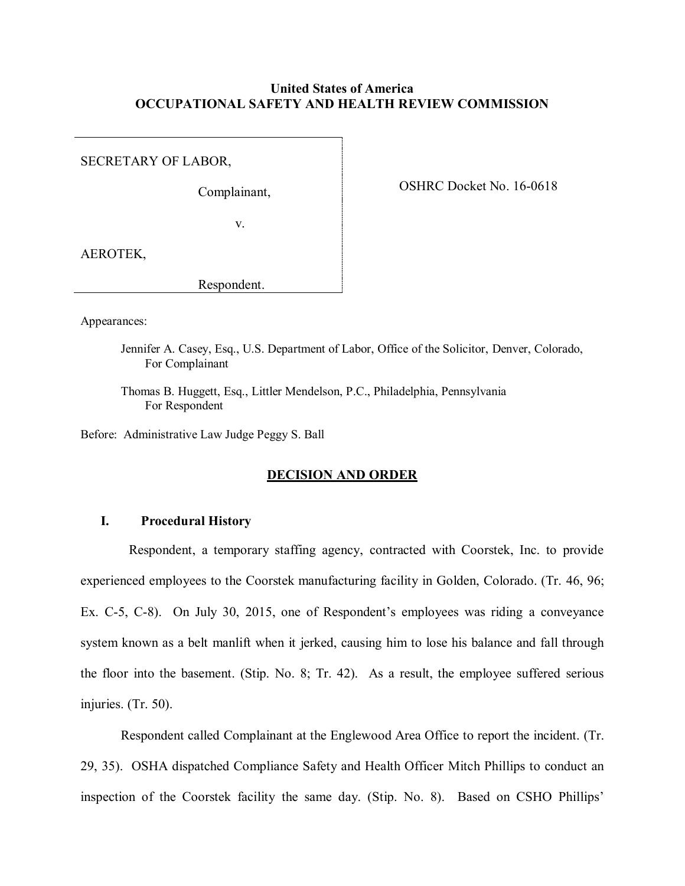**United States of America**
**OCCUPATIONAL SAFETY AND HEALTH REVIEW COMMISSION**

SECRETARY OF LABOR,

Complainant,

v.

AEROTEK,

Respondent.

OSHRC Docket No. 16-0618

Appearances:

Jennifer A. Casey, Esq., U.S. Department of Labor, Office of the Solicitor, Denver, Colorado, For Complainant

Thomas B. Huggett, Esq., Littler Mendelson, P.C., Philadelphia, Pennsylvania For Respondent

Before: Administrative Law Judge Peggy S. Ball

## DECISION AND ORDER

### I. Procedural History

Respondent, a temporary staffing agency, contracted with Coorstek, Inc. to provide experienced employees to the Coorstek manufacturing facility in Golden, Colorado. (Tr. 46, 96; Ex. C-5, C-8). On July 30, 2015, one of Respondent's employees was riding a conveyance system known as a belt manlift when it jerked, causing him to lose his balance and fall through the floor into the basement. (Stip. No. 8; Tr. 42). As a result, the employee suffered serious injuries. (Tr. 50).

Respondent called Complainant at the Englewood Area Office to report the incident. (Tr. 29, 35). OSHA dispatched Compliance Safety and Health Officer Mitch Phillips to conduct an inspection of the Coorstek facility the same day. (Stip. No. 8). Based on CSHO Phillips'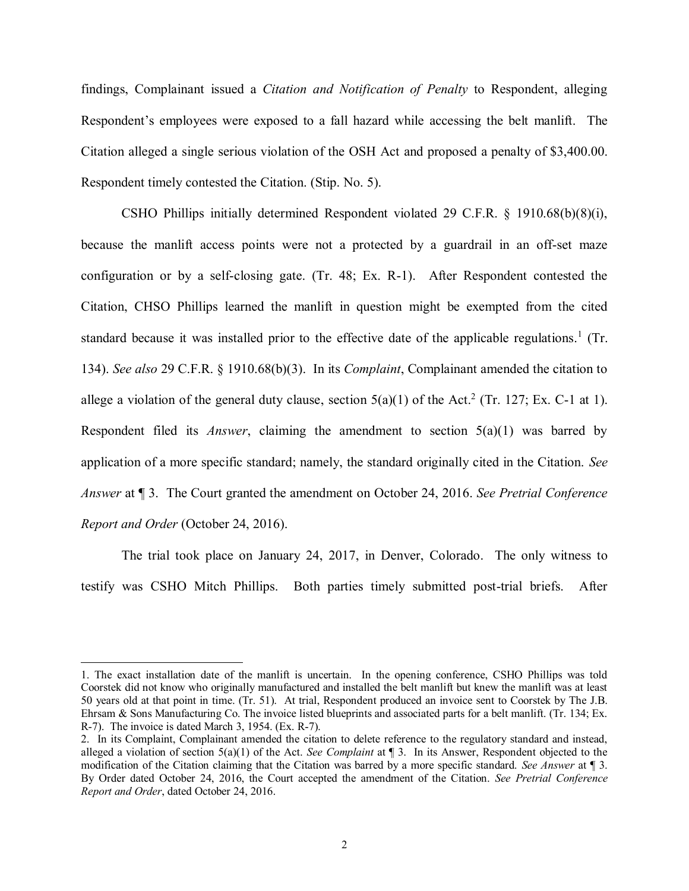findings, Complainant issued a *Citation and Notification of Penalty* to Respondent, alleging Respondent's employees were exposed to a fall hazard while accessing the belt manlift. The Citation alleged a single serious violation of the OSH Act and proposed a penalty of $3,400.00. Respondent timely contested the Citation. (Stip. No. 5).

CSHO Phillips initially determined Respondent violated 29 C.F.R. § 1910.68(b)(8)(i), because the manlift access points were not a protected by a guardrail in an off-set maze configuration or by a self-closing gate. (Tr. 48; Ex. R-1). After Respondent contested the Citation, CHSO Phillips learned the manlift in question might be exempted from the cited standard because it was installed prior to the effective date of the applicable regulations.[1] (Tr. 134). *See also* 29 C.F.R. § 1910.68(b)(3). In its *Complaint*, Complainant amended the citation to allege a violation of the general duty clause, section 5(a)(1) of the Act.[2] (Tr. 127; Ex. C-1 at 1). Respondent filed its *Answer*, claiming the amendment to section 5(a)(1) was barred by application of a more specific standard; namely, the standard originally cited in the Citation. *See Answer* at ¶ 3. The Court granted the amendment on October 24, 2016. *See Pretrial Conference Report and Order* (October 24, 2016).

The trial took place on January 24, 2017, in Denver, Colorado. The only witness to testify was CSHO Mitch Phillips. Both parties timely submitted post-trial briefs. After

---

1. The exact installation date of the manlift is uncertain. In the opening conference, CSHO Phillips was told Coorstek did not know who originally manufactured and installed the belt manlift but knew the manlift was at least 50 years old at that point in time. (Tr. 51). At trial, Respondent produced an invoice sent to Coorstek by The J.B. Ehrsam & Sons Manufacturing Co. The invoice listed blueprints and associated parts for a belt manlift. (Tr. 134; Ex. R-7). The invoice is dated March 3, 1954. (Ex. R-7).

2. In its Complaint, Complainant amended the citation to delete reference to the regulatory standard and instead, alleged a violation of section 5(a)(1) of the Act. *See Complaint* at ¶ 3. In its Answer, Respondent objected to the modification of the Citation claiming that the Citation was barred by a more specific standard. *See Answer* at ¶ 3. By Order dated October 24, 2016, the Court accepted the amendment of the Citation. *See Pretrial Conference Report and Order*, dated October 24, 2016.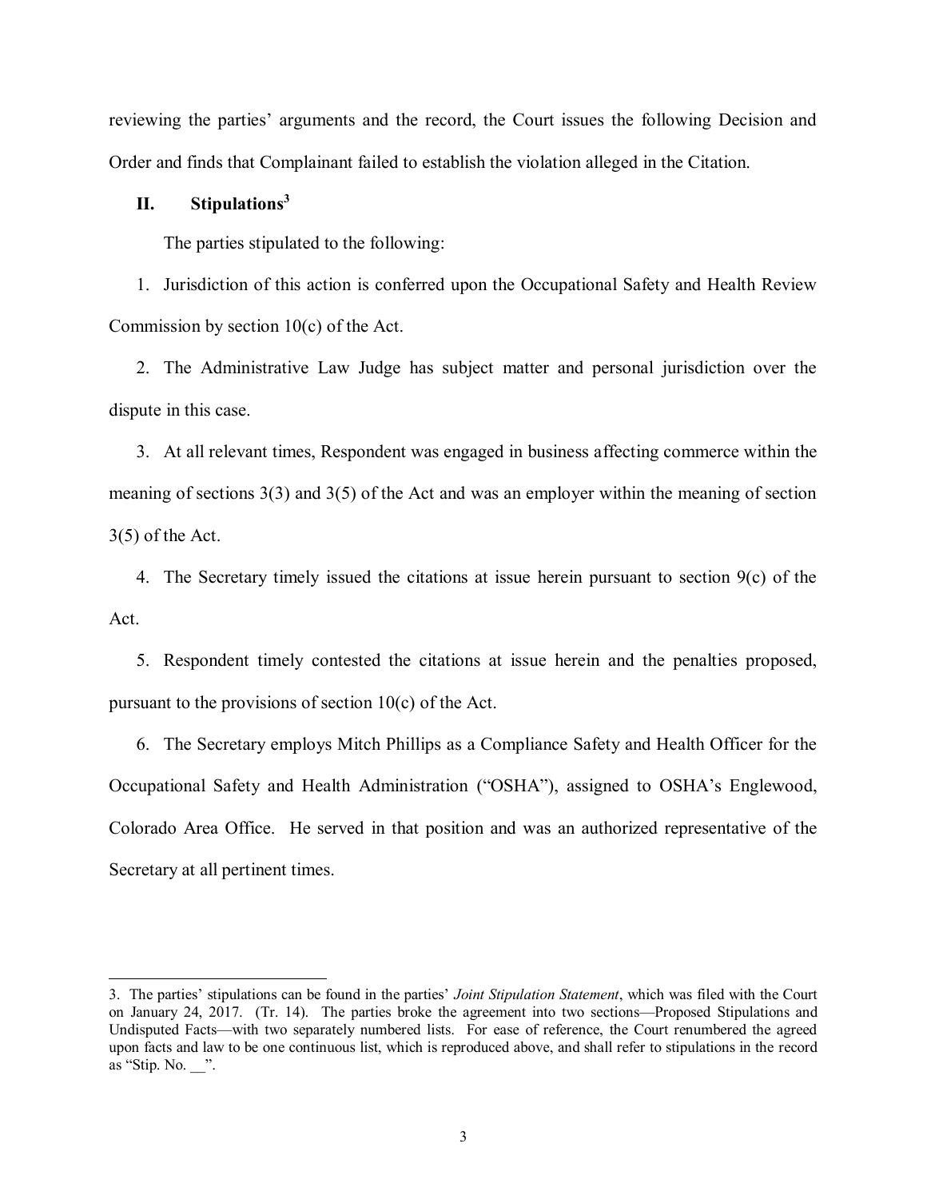reviewing the parties' arguments and the record, the Court issues the following Decision and Order and finds that Complainant failed to establish the violation alleged in the Citation.

## II. Stipulations[3]

The parties stipulated to the following:

1. Jurisdiction of this action is conferred upon the Occupational Safety and Health Review Commission by section 10(c) of the Act.

2. The Administrative Law Judge has subject matter and personal jurisdiction over the dispute in this case.

3. At all relevant times, Respondent was engaged in business affecting commerce within the meaning of sections 3(3) and 3(5) of the Act and was an employer within the meaning of section 3(5) of the Act.

4. The Secretary timely issued the citations at issue herein pursuant to section 9(c) of the Act.

5. Respondent timely contested the citations at issue herein and the penalties proposed, pursuant to the provisions of section 10(c) of the Act.

6. The Secretary employs Mitch Phillips as a Compliance Safety and Health Officer for the Occupational Safety and Health Administration ("OSHA"), assigned to OSHA's Englewood, Colorado Area Office. He served in that position and was an authorized representative of the Secretary at all pertinent times.

---

3. The parties' stipulations can be found in the parties' *Joint Stipulation Statement*, which was filed with the Court on January 24, 2017. (Tr. 14). The parties broke the agreement into two sections—Proposed Stipulations and Undisputed Facts—with two separately numbered lists. For ease of reference, the Court renumbered the agreed upon facts and law to be one continuous list, which is reproduced above, and shall refer to stipulations in the record as "Stip. No. __".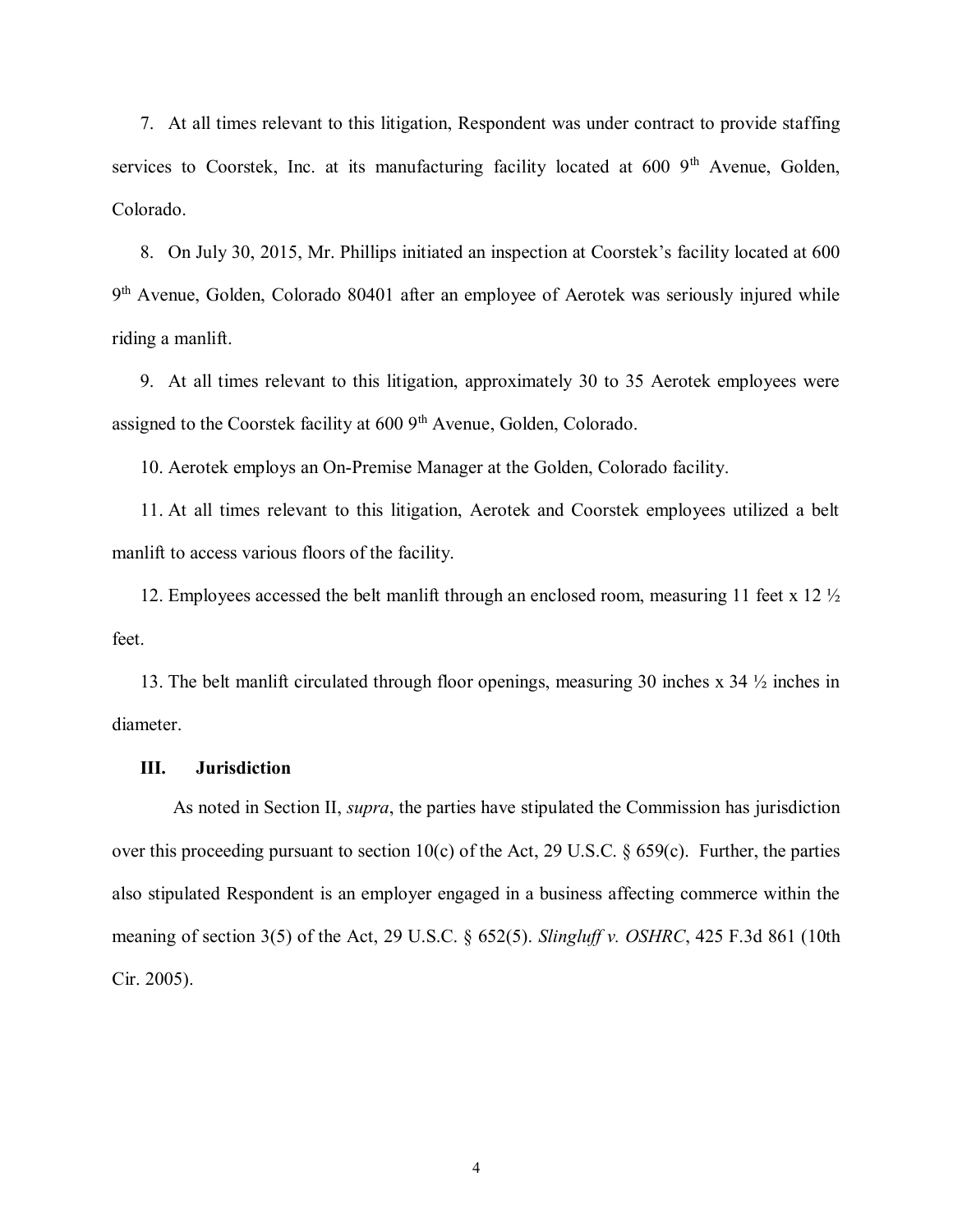7. At all times relevant to this litigation, Respondent was under contract to provide staffing services to Coorstek, Inc. at its manufacturing facility located at 600 9th Avenue, Golden, Colorado.

8. On July 30, 2015, Mr. Phillips initiated an inspection at Coorstek's facility located at 600 9th Avenue, Golden, Colorado 80401 after an employee of Aerotek was seriously injured while riding a manlift.

9. At all times relevant to this litigation, approximately 30 to 35 Aerotek employees were assigned to the Coorstek facility at 600 9th Avenue, Golden, Colorado.

10. Aerotek employs an On-Premise Manager at the Golden, Colorado facility.

11. At all times relevant to this litigation, Aerotek and Coorstek employees utilized a belt manlift to access various floors of the facility.

12. Employees accessed the belt manlift through an enclosed room, measuring 11 feet x 12 ½ feet.

13. The belt manlift circulated through floor openings, measuring 30 inches x 34 ½ inches in diameter.

### III. Jurisdiction

As noted in Section II, *supra*, the parties have stipulated the Commission has jurisdiction over this proceeding pursuant to section 10(c) of the Act, 29 U.S.C. § 659(c). Further, the parties also stipulated Respondent is an employer engaged in a business affecting commerce within the meaning of section 3(5) of the Act, 29 U.S.C. § 652(5). *Slingluff v. OSHRC*, 425 F.3d 861 (10th Cir. 2005).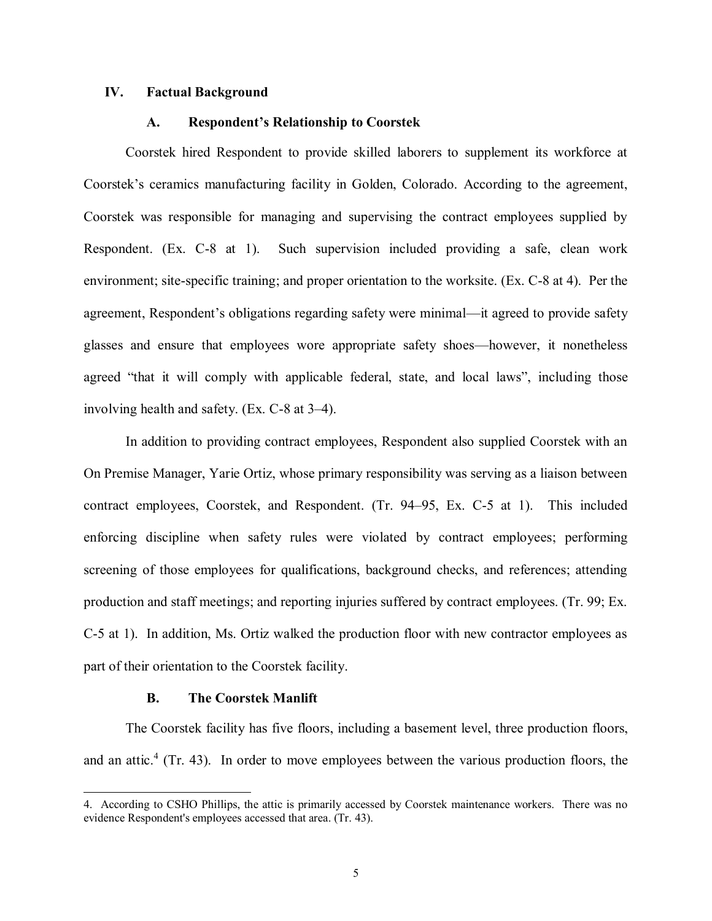## IV. Factual Background

### A. Respondent's Relationship to Coorstek

Coorstek hired Respondent to provide skilled laborers to supplement its workforce at Coorstek's ceramics manufacturing facility in Golden, Colorado. According to the agreement, Coorstek was responsible for managing and supervising the contract employees supplied by Respondent. (Ex. C-8 at 1). Such supervision included providing a safe, clean work environment; site-specific training; and proper orientation to the worksite. (Ex. C-8 at 4). Per the agreement, Respondent's obligations regarding safety were minimal—it agreed to provide safety glasses and ensure that employees wore appropriate safety shoes—however, it nonetheless agreed "that it will comply with applicable federal, state, and local laws", including those involving health and safety. (Ex. C-8 at 3–4).

In addition to providing contract employees, Respondent also supplied Coorstek with an On Premise Manager, Yarie Ortiz, whose primary responsibility was serving as a liaison between contract employees, Coorstek, and Respondent. (Tr. 94–95, Ex. C-5 at 1). This included enforcing discipline when safety rules were violated by contract employees; performing screening of those employees for qualifications, background checks, and references; attending production and staff meetings; and reporting injuries suffered by contract employees. (Tr. 99; Ex. C-5 at 1). In addition, Ms. Ortiz walked the production floor with new contractor employees as part of their orientation to the Coorstek facility.

### B. The Coorstek Manlift

The Coorstek facility has five floors, including a basement level, three production floors, and an attic.[4] (Tr. 43). In order to move employees between the various production floors, the

---

4. According to CSHO Phillips, the attic is primarily accessed by Coorstek maintenance workers. There was no evidence Respondent's employees accessed that area. (Tr. 43).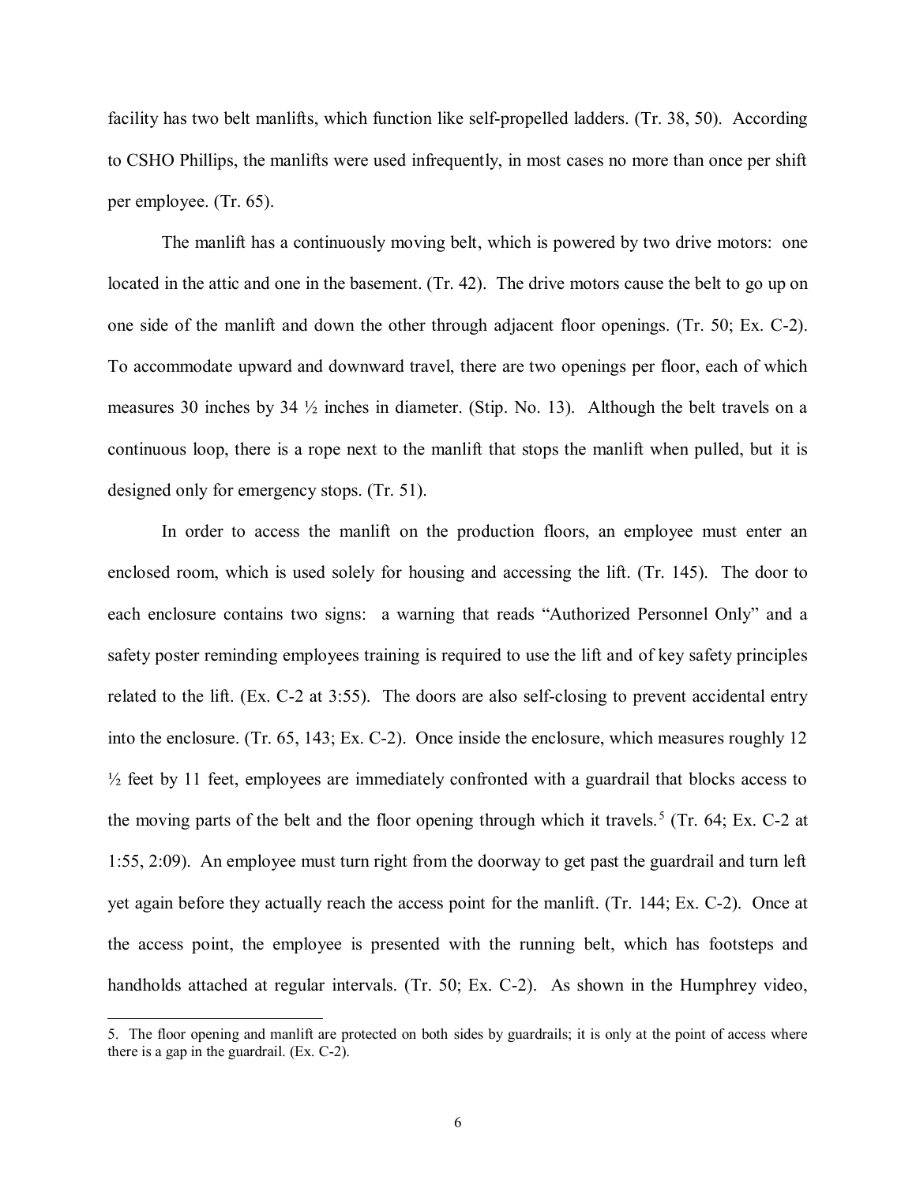facility has two belt manlifts, which function like self-propelled ladders. (Tr. 38, 50). According to CSHO Phillips, the manlifts were used infrequently, in most cases no more than once per shift per employee. (Tr. 65).

The manlift has a continuously moving belt, which is powered by two drive motors: one located in the attic and one in the basement. (Tr. 42). The drive motors cause the belt to go up on one side of the manlift and down the other through adjacent floor openings. (Tr. 50; Ex. C-2). To accommodate upward and downward travel, there are two openings per floor, each of which measures 30 inches by 34 ½ inches in diameter. (Stip. No. 13). Although the belt travels on a continuous loop, there is a rope next to the manlift that stops the manlift when pulled, but it is designed only for emergency stops. (Tr. 51).

In order to access the manlift on the production floors, an employee must enter an enclosed room, which is used solely for housing and accessing the lift. (Tr. 145). The door to each enclosure contains two signs: a warning that reads "Authorized Personnel Only" and a safety poster reminding employees training is required to use the lift and of key safety principles related to the lift. (Ex. C-2 at 3:55). The doors are also self-closing to prevent accidental entry into the enclosure. (Tr. 65, 143; Ex. C-2). Once inside the enclosure, which measures roughly 12 ½ feet by 11 feet, employees are immediately confronted with a guardrail that blocks access to the moving parts of the belt and the floor opening through which it travels.[5] (Tr. 64; Ex. C-2 at 1:55, 2:09). An employee must turn right from the doorway to get past the guardrail and turn left yet again before they actually reach the access point for the manlift. (Tr. 144; Ex. C-2). Once at the access point, the employee is presented with the running belt, which has footsteps and handholds attached at regular intervals. (Tr. 50; Ex. C-2). As shown in the Humphrey video,

5. The floor opening and manlift are protected on both sides by guardrails; it is only at the point of access where there is a gap in the guardrail. (Ex. C-2).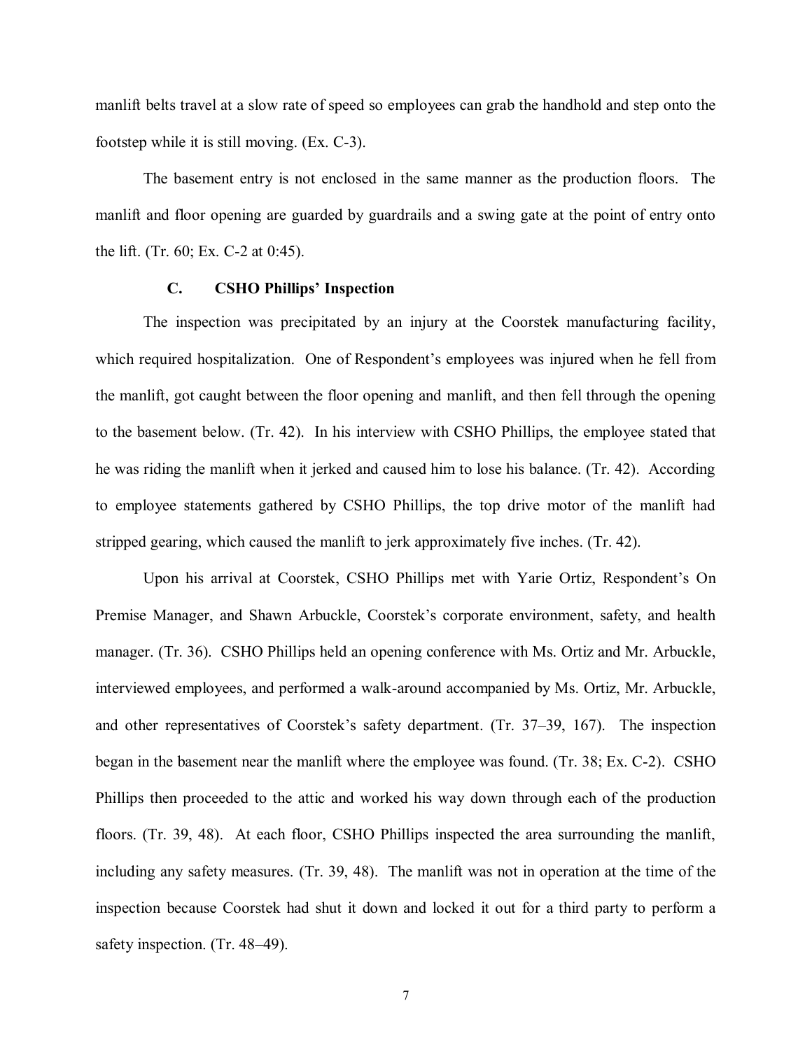manlift belts travel at a slow rate of speed so employees can grab the handhold and step onto the footstep while it is still moving. (Ex. C-3).

The basement entry is not enclosed in the same manner as the production floors. The manlift and floor opening are guarded by guardrails and a swing gate at the point of entry onto the lift. (Tr. 60; Ex. C-2 at 0:45).

### C. CSHO Phillips' Inspection

The inspection was precipitated by an injury at the Coorstek manufacturing facility, which required hospitalization. One of Respondent's employees was injured when he fell from the manlift, got caught between the floor opening and manlift, and then fell through the opening to the basement below. (Tr. 42). In his interview with CSHO Phillips, the employee stated that he was riding the manlift when it jerked and caused him to lose his balance. (Tr. 42). According to employee statements gathered by CSHO Phillips, the top drive motor of the manlift had stripped gearing, which caused the manlift to jerk approximately five inches. (Tr. 42).

Upon his arrival at Coorstek, CSHO Phillips met with Yarie Ortiz, Respondent's On Premise Manager, and Shawn Arbuckle, Coorstek's corporate environment, safety, and health manager. (Tr. 36). CSHO Phillips held an opening conference with Ms. Ortiz and Mr. Arbuckle, interviewed employees, and performed a walk-around accompanied by Ms. Ortiz, Mr. Arbuckle, and other representatives of Coorstek's safety department. (Tr. 37–39, 167). The inspection began in the basement near the manlift where the employee was found. (Tr. 38; Ex. C-2). CSHO Phillips then proceeded to the attic and worked his way down through each of the production floors. (Tr. 39, 48). At each floor, CSHO Phillips inspected the area surrounding the manlift, including any safety measures. (Tr. 39, 48). The manlift was not in operation at the time of the inspection because Coorstek had shut it down and locked it out for a third party to perform a safety inspection. (Tr. 48–49).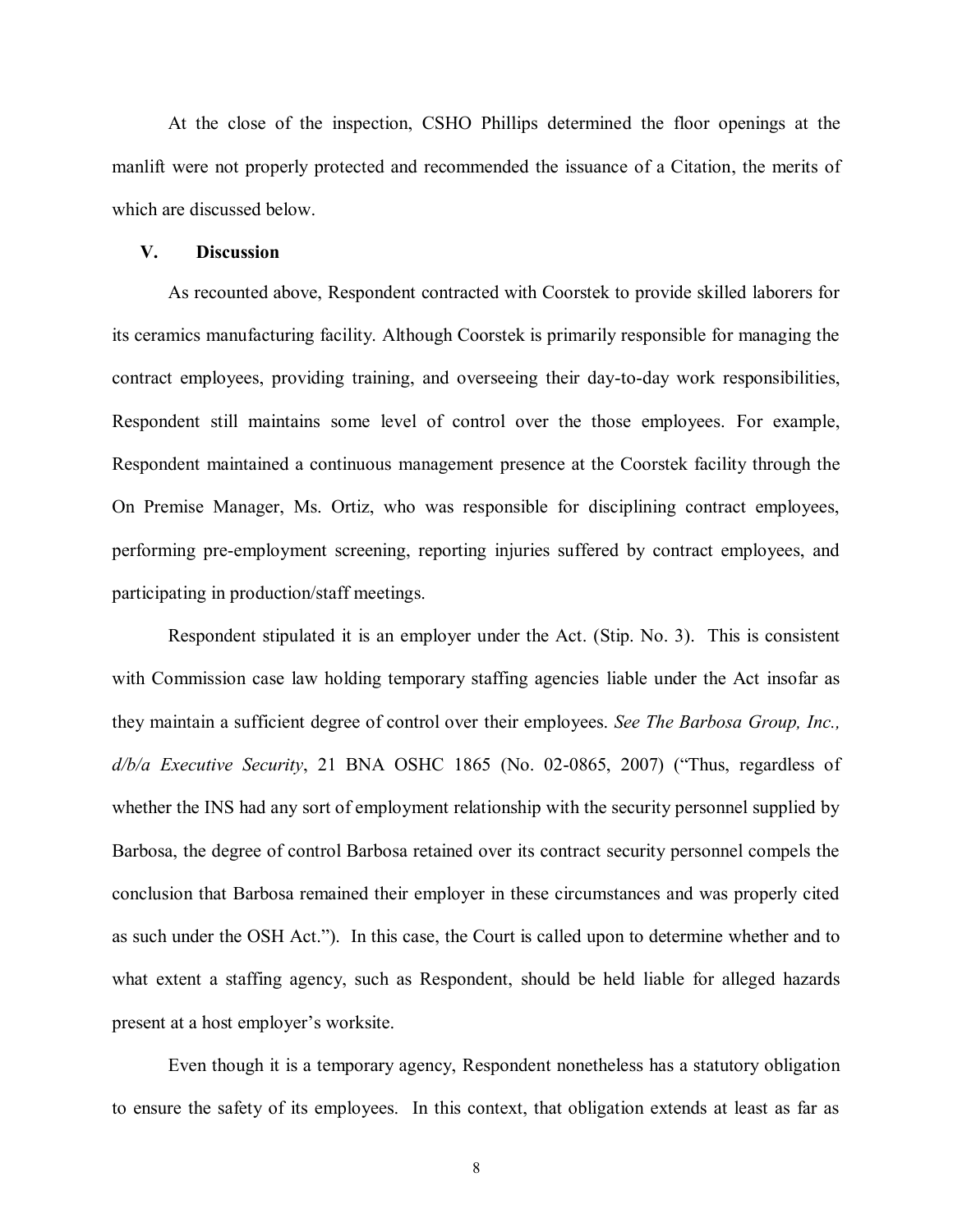At the close of the inspection, CSHO Phillips determined the floor openings at the manlift were not properly protected and recommended the issuance of a Citation, the merits of which are discussed below.

## V. Discussion

As recounted above, Respondent contracted with Coorstek to provide skilled laborers for its ceramics manufacturing facility. Although Coorstek is primarily responsible for managing the contract employees, providing training, and overseeing their day-to-day work responsibilities, Respondent still maintains some level of control over the those employees. For example, Respondent maintained a continuous management presence at the Coorstek facility through the On Premise Manager, Ms. Ortiz, who was responsible for disciplining contract employees, performing pre-employment screening, reporting injuries suffered by contract employees, and participating in production/staff meetings.

Respondent stipulated it is an employer under the Act. (Stip. No. 3). This is consistent with Commission case law holding temporary staffing agencies liable under the Act insofar as they maintain a sufficient degree of control over their employees. *See The Barbosa Group, Inc., d/b/a Executive Security*, 21 BNA OSHC 1865 (No. 02-0865, 2007) ("Thus, regardless of whether the INS had any sort of employment relationship with the security personnel supplied by Barbosa, the degree of control Barbosa retained over its contract security personnel compels the conclusion that Barbosa remained their employer in these circumstances and was properly cited as such under the OSH Act."). In this case, the Court is called upon to determine whether and to what extent a staffing agency, such as Respondent, should be held liable for alleged hazards present at a host employer's worksite.

Even though it is a temporary agency, Respondent nonetheless has a statutory obligation to ensure the safety of its employees. In this context, that obligation extends at least as far as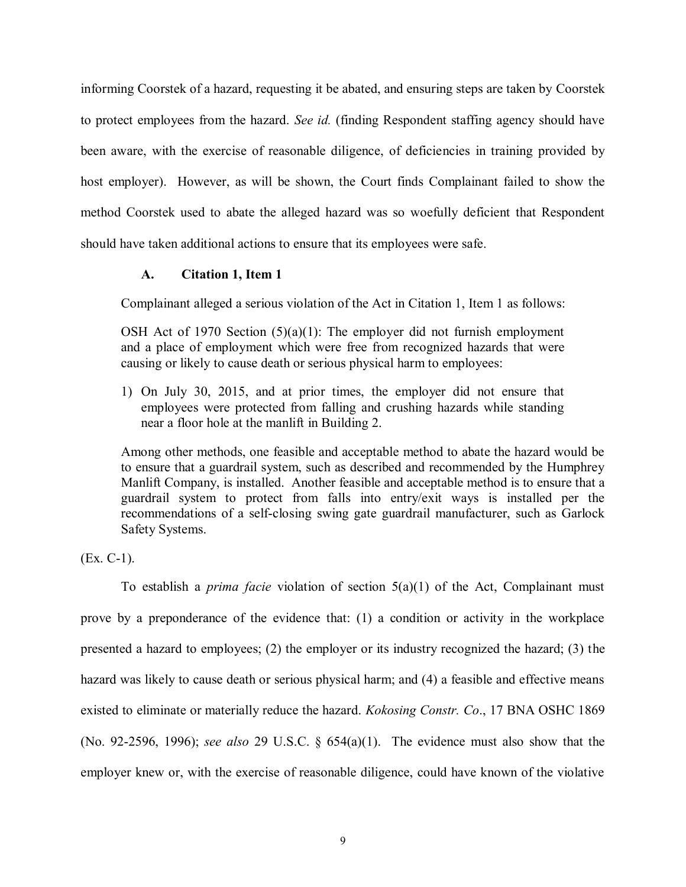informing Coorstek of a hazard, requesting it be abated, and ensuring steps are taken by Coorstek to protect employees from the hazard. *See id.* (finding Respondent staffing agency should have been aware, with the exercise of reasonable diligence, of deficiencies in training provided by host employer). However, as will be shown, the Court finds Complainant failed to show the method Coorstek used to abate the alleged hazard was so woefully deficient that Respondent should have taken additional actions to ensure that its employees were safe.

### A. Citation 1, Item 1

Complainant alleged a serious violation of the Act in Citation 1, Item 1 as follows:

> OSH Act of 1970 Section (5)(a)(1): The employer did not furnish employment and a place of employment which were free from recognized hazards that were causing or likely to cause death or serious physical harm to employees:
>
> 1) On July 30, 2015, and at prior times, the employer did not ensure that employees were protected from falling and crushing hazards while standing near a floor hole at the manlift in Building 2.
>
> Among other methods, one feasible and acceptable method to abate the hazard would be to ensure that a guardrail system, such as described and recommended by the Humphrey Manlift Company, is installed. Another feasible and acceptable method is to ensure that a guardrail system to protect from falls into entry/exit ways is installed per the recommendations of a self-closing swing gate guardrail manufacturer, such as Garlock Safety Systems.

(Ex. C-1).

To establish a *prima facie* violation of section 5(a)(1) of the Act, Complainant must prove by a preponderance of the evidence that: (1) a condition or activity in the workplace presented a hazard to employees; (2) the employer or its industry recognized the hazard; (3) the hazard was likely to cause death or serious physical harm; and (4) a feasible and effective means existed to eliminate or materially reduce the hazard. *Kokosing Constr. Co*., 17 BNA OSHC 1869 (No. 92-2596, 1996); *see also* 29 U.S.C. § 654(a)(1). The evidence must also show that the employer knew or, with the exercise of reasonable diligence, could have known of the violative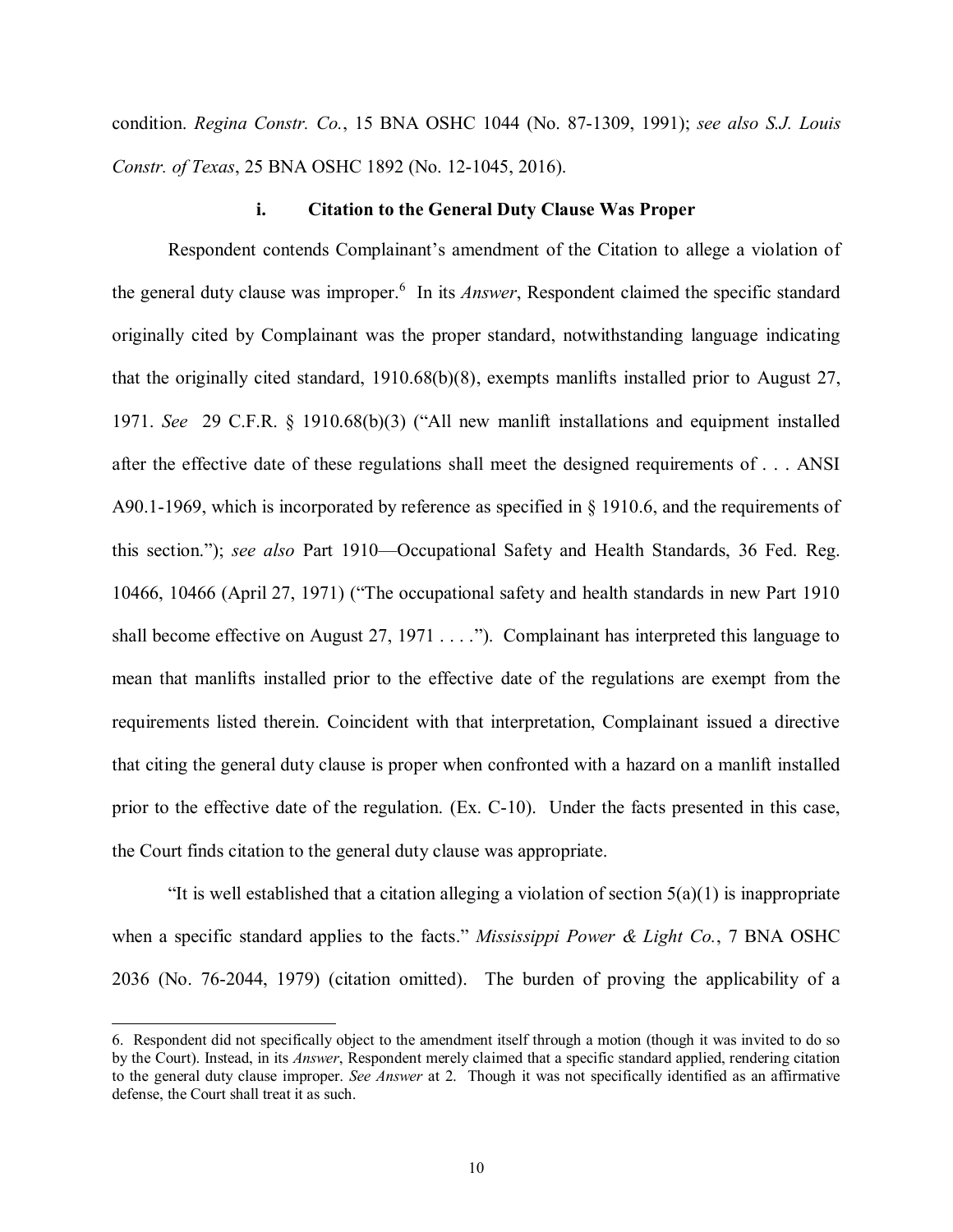condition. *Regina Constr. Co.*, 15 BNA OSHC 1044 (No. 87-1309, 1991); *see also S.J. Louis Constr. of Texas*, 25 BNA OSHC 1892 (No. 12-1045, 2016).

### i. Citation to the General Duty Clause Was Proper

Respondent contends Complainant's amendment of the Citation to allege a violation of the general duty clause was improper.[6] In its *Answer*, Respondent claimed the specific standard originally cited by Complainant was the proper standard, notwithstanding language indicating that the originally cited standard, 1910.68(b)(8), exempts manlifts installed prior to August 27, 1971. *See* 29 C.F.R. § 1910.68(b)(3) ("All new manlift installations and equipment installed after the effective date of these regulations shall meet the designed requirements of . . . ANSI A90.1-1969, which is incorporated by reference as specified in § 1910.6, and the requirements of this section."); *see also* Part 1910—Occupational Safety and Health Standards, 36 Fed. Reg. 10466, 10466 (April 27, 1971) ("The occupational safety and health standards in new Part 1910 shall become effective on August 27, 1971 . . . ."). Complainant has interpreted this language to mean that manlifts installed prior to the effective date of the regulations are exempt from the requirements listed therein. Coincident with that interpretation, Complainant issued a directive that citing the general duty clause is proper when confronted with a hazard on a manlift installed prior to the effective date of the regulation. (Ex. C-10). Under the facts presented in this case, the Court finds citation to the general duty clause was appropriate.

"It is well established that a citation alleging a violation of section 5(a)(1) is inappropriate when a specific standard applies to the facts." *Mississippi Power & Light Co.*, 7 BNA OSHC 2036 (No. 76-2044, 1979) (citation omitted). The burden of proving the applicability of a

---

6. Respondent did not specifically object to the amendment itself through a motion (though it was invited to do so by the Court). Instead, in its *Answer*, Respondent merely claimed that a specific standard applied, rendering citation to the general duty clause improper. *See Answer* at 2. Though it was not specifically identified as an affirmative defense, the Court shall treat it as such.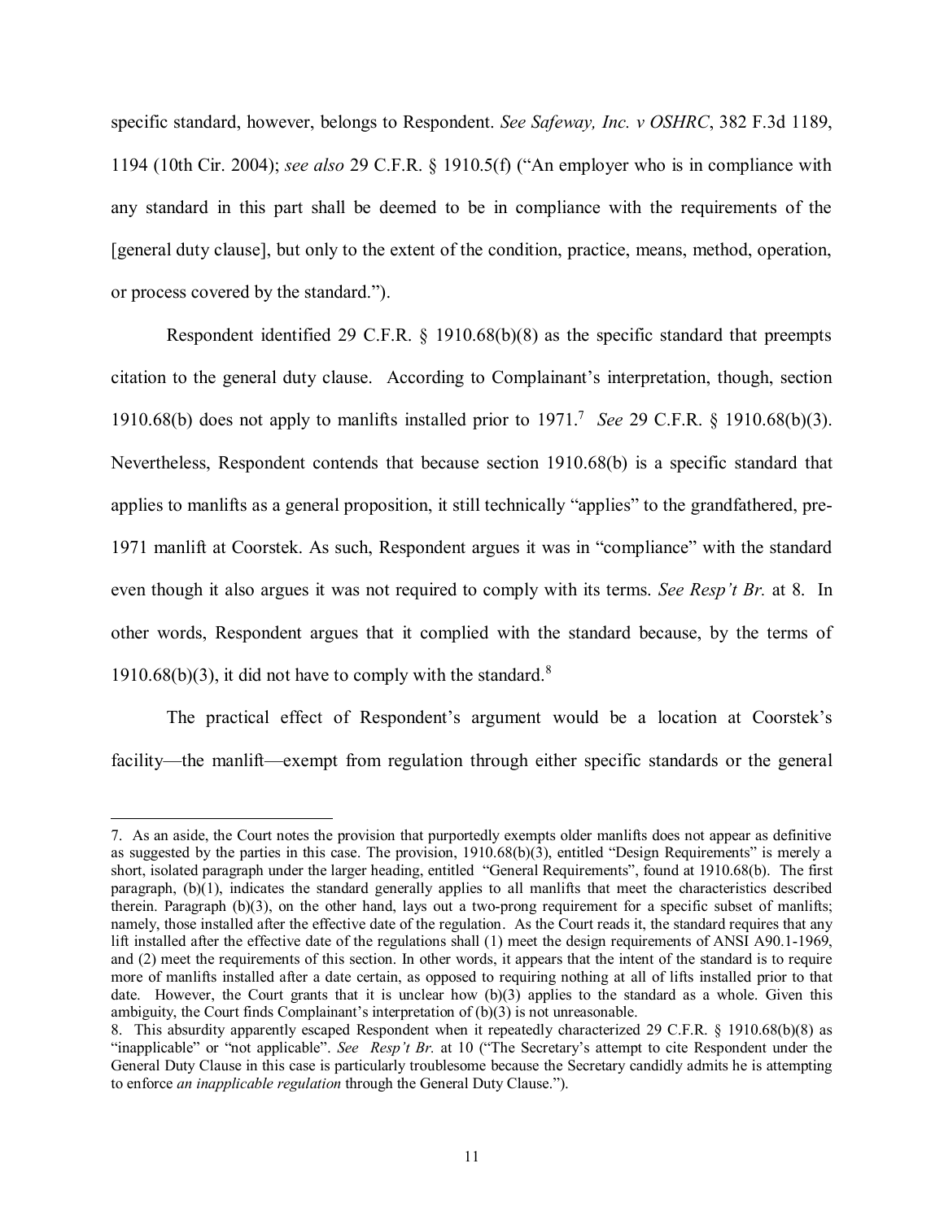specific standard, however, belongs to Respondent. *See Safeway, Inc. v OSHRC*, 382 F.3d 1189, 1194 (10th Cir. 2004); *see also* 29 C.F.R. § 1910.5(f) ("An employer who is in compliance with any standard in this part shall be deemed to be in compliance with the requirements of the [general duty clause], but only to the extent of the condition, practice, means, method, operation, or process covered by the standard.").

Respondent identified 29 C.F.R. § 1910.68(b)(8) as the specific standard that preempts citation to the general duty clause. According to Complainant's interpretation, though, section 1910.68(b) does not apply to manlifts installed prior to 1971.[7] *See* 29 C.F.R. § 1910.68(b)(3). Nevertheless, Respondent contends that because section 1910.68(b) is a specific standard that applies to manlifts as a general proposition, it still technically "applies" to the grandfathered, pre-1971 manlift at Coorstek. As such, Respondent argues it was in "compliance" with the standard even though it also argues it was not required to comply with its terms. *See Resp't Br.* at 8. In other words, Respondent argues that it complied with the standard because, by the terms of 1910.68(b)(3), it did not have to comply with the standard.[8]

The practical effect of Respondent's argument would be a location at Coorstek's facility—the manlift—exempt from regulation through either specific standards or the general

7. As an aside, the Court notes the provision that purportedly exempts older manlifts does not appear as definitive as suggested by the parties in this case. The provision, 1910.68(b)(3), entitled "Design Requirements" is merely a short, isolated paragraph under the larger heading, entitled "General Requirements", found at 1910.68(b). The first paragraph, (b)(1), indicates the standard generally applies to all manlifts that meet the characteristics described therein. Paragraph (b)(3), on the other hand, lays out a two-prong requirement for a specific subset of manlifts; namely, those installed after the effective date of the regulation. As the Court reads it, the standard requires that any lift installed after the effective date of the regulations shall (1) meet the design requirements of ANSI A90.1-1969, and (2) meet the requirements of this section. In other words, it appears that the intent of the standard is to require more of manlifts installed after a date certain, as opposed to requiring nothing at all of lifts installed prior to that date. However, the Court grants that it is unclear how (b)(3) applies to the standard as a whole. Given this ambiguity, the Court finds Complainant's interpretation of (b)(3) is not unreasonable.

8. This absurdity apparently escaped Respondent when it repeatedly characterized 29 C.F.R. § 1910.68(b)(8) as "inapplicable" or "not applicable". *See Resp't Br.* at 10 ("The Secretary's attempt to cite Respondent under the General Duty Clause in this case is particularly troublesome because the Secretary candidly admits he is attempting to enforce *an inapplicable regulation* through the General Duty Clause.").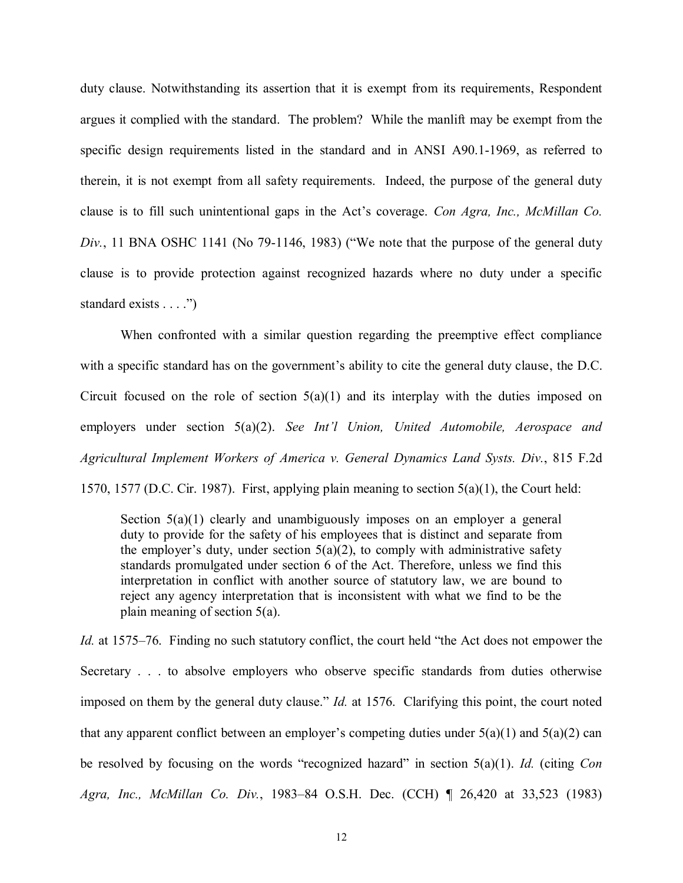duty clause. Notwithstanding its assertion that it is exempt from its requirements, Respondent argues it complied with the standard. The problem? While the manlift may be exempt from the specific design requirements listed in the standard and in ANSI A90.1-1969, as referred to therein, it is not exempt from all safety requirements. Indeed, the purpose of the general duty clause is to fill such unintentional gaps in the Act's coverage. *Con Agra, Inc., McMillan Co. Div.*, 11 BNA OSHC 1141 (No 79-1146, 1983) ("We note that the purpose of the general duty clause is to provide protection against recognized hazards where no duty under a specific standard exists . . . .")

When confronted with a similar question regarding the preemptive effect compliance with a specific standard has on the government's ability to cite the general duty clause, the D.C. Circuit focused on the role of section 5(a)(1) and its interplay with the duties imposed on employers under section 5(a)(2). *See Int'l Union, United Automobile, Aerospace and Agricultural Implement Workers of America v. General Dynamics Land Systs. Div.*, 815 F.2d 1570, 1577 (D.C. Cir. 1987). First, applying plain meaning to section 5(a)(1), the Court held:

> Section 5(a)(1) clearly and unambiguously imposes on an employer a general duty to provide for the safety of his employees that is distinct and separate from the employer's duty, under section 5(a)(2), to comply with administrative safety standards promulgated under section 6 of the Act. Therefore, unless we find this interpretation in conflict with another source of statutory law, we are bound to reject any agency interpretation that is inconsistent with what we find to be the plain meaning of section 5(a).

*Id.* at 1575–76. Finding no such statutory conflict, the court held "the Act does not empower the Secretary . . . to absolve employers who observe specific standards from duties otherwise imposed on them by the general duty clause." *Id.* at 1576. Clarifying this point, the court noted that any apparent conflict between an employer's competing duties under 5(a)(1) and 5(a)(2) can be resolved by focusing on the words "recognized hazard" in section 5(a)(1). *Id.* (citing *Con Agra, Inc., McMillan Co. Div.*, 1983–84 O.S.H. Dec. (CCH) ¶ 26,420 at 33,523 (1983)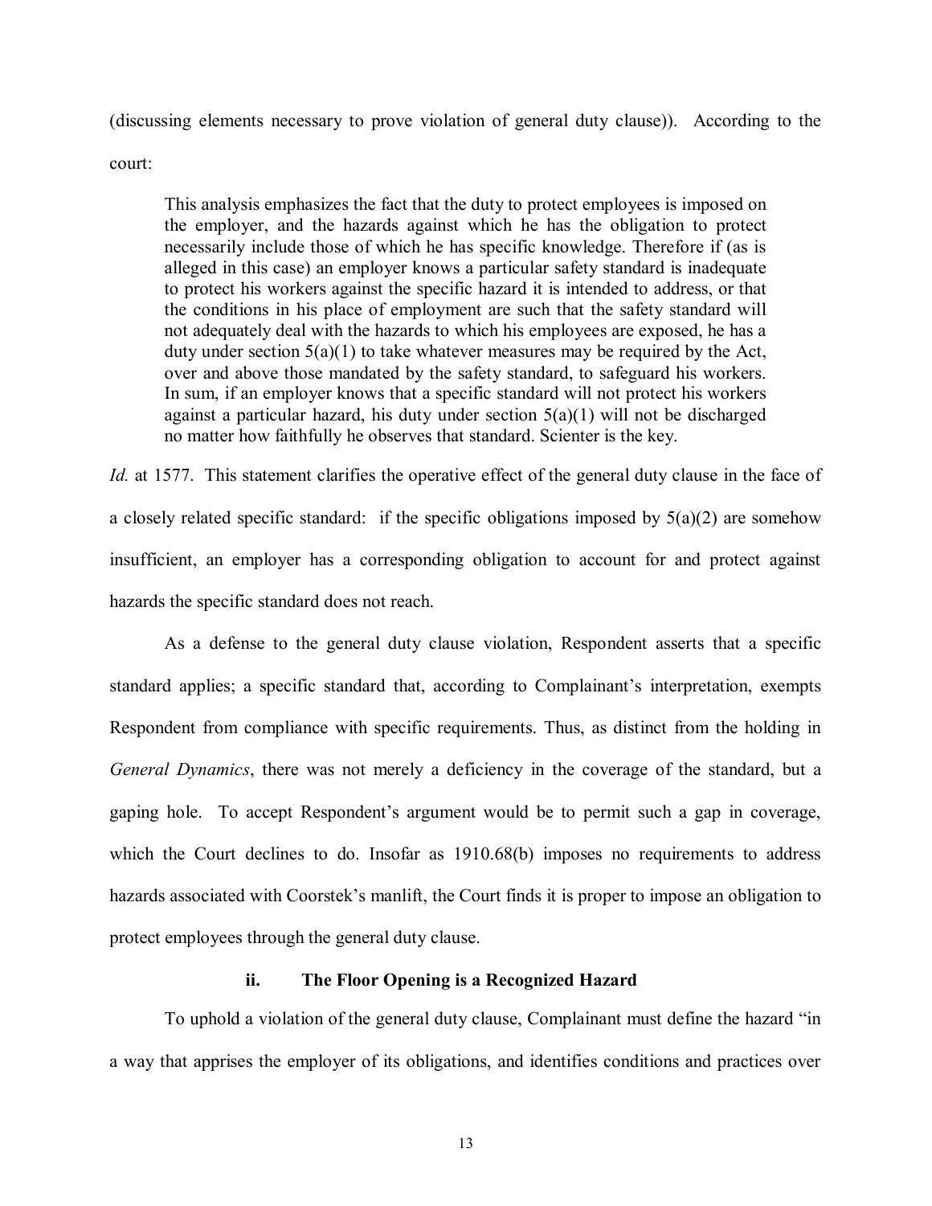(discussing elements necessary to prove violation of general duty clause)). According to the court:

> This analysis emphasizes the fact that the duty to protect employees is imposed on the employer, and the hazards against which he has the obligation to protect necessarily include those of which he has specific knowledge. Therefore if (as is alleged in this case) an employer knows a particular safety standard is inadequate to protect his workers against the specific hazard it is intended to address, or that the conditions in his place of employment are such that the safety standard will not adequately deal with the hazards to which his employees are exposed, he has a duty under section 5(a)(1) to take whatever measures may be required by the Act, over and above those mandated by the safety standard, to safeguard his workers. In sum, if an employer knows that a specific standard will not protect his workers against a particular hazard, his duty under section 5(a)(1) will not be discharged no matter how faithfully he observes that standard. Scienter is the key.

*Id.* at 1577. This statement clarifies the operative effect of the general duty clause in the face of a closely related specific standard: if the specific obligations imposed by 5(a)(2) are somehow insufficient, an employer has a corresponding obligation to account for and protect against hazards the specific standard does not reach.

As a defense to the general duty clause violation, Respondent asserts that a specific standard applies; a specific standard that, according to Complainant's interpretation, exempts Respondent from compliance with specific requirements. Thus, as distinct from the holding in *General Dynamics*, there was not merely a deficiency in the coverage of the standard, but a gaping hole. To accept Respondent's argument would be to permit such a gap in coverage, which the Court declines to do. Insofar as 1910.68(b) imposes no requirements to address hazards associated with Coorstek's manlift, the Court finds it is proper to impose an obligation to protect employees through the general duty clause.

**ii. The Floor Opening is a Recognized Hazard**

To uphold a violation of the general duty clause, Complainant must define the hazard "in a way that apprises the employer of its obligations, and identifies conditions and practices over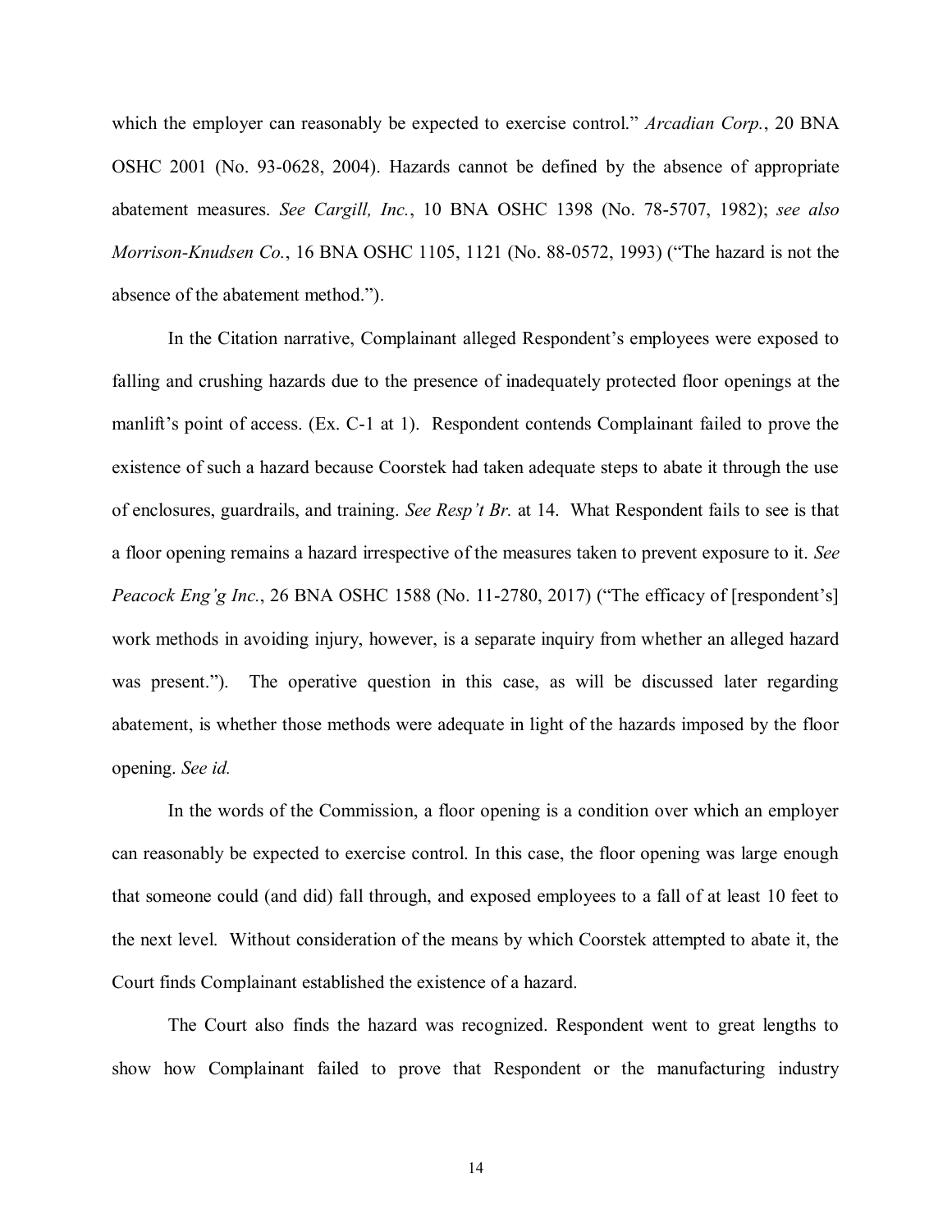which the employer can reasonably be expected to exercise control." *Arcadian Corp.*, 20 BNA OSHC 2001 (No. 93-0628, 2004). Hazards cannot be defined by the absence of appropriate abatement measures. *See Cargill, Inc.*, 10 BNA OSHC 1398 (No. 78-5707, 1982); *see also Morrison-Knudsen Co.*, 16 BNA OSHC 1105, 1121 (No. 88-0572, 1993) ("The hazard is not the absence of the abatement method.").

In the Citation narrative, Complainant alleged Respondent's employees were exposed to falling and crushing hazards due to the presence of inadequately protected floor openings at the manlift's point of access. (Ex. C-1 at 1). Respondent contends Complainant failed to prove the existence of such a hazard because Coorstek had taken adequate steps to abate it through the use of enclosures, guardrails, and training. *See Resp't Br.* at 14. What Respondent fails to see is that a floor opening remains a hazard irrespective of the measures taken to prevent exposure to it. *See Peacock Eng'g Inc.*, 26 BNA OSHC 1588 (No. 11-2780, 2017) ("The efficacy of [respondent's] work methods in avoiding injury, however, is a separate inquiry from whether an alleged hazard was present."). The operative question in this case, as will be discussed later regarding abatement, is whether those methods were adequate in light of the hazards imposed by the floor opening. *See id.*

In the words of the Commission, a floor opening is a condition over which an employer can reasonably be expected to exercise control. In this case, the floor opening was large enough that someone could (and did) fall through, and exposed employees to a fall of at least 10 feet to the next level. Without consideration of the means by which Coorstek attempted to abate it, the Court finds Complainant established the existence of a hazard.

The Court also finds the hazard was recognized. Respondent went to great lengths to show how Complainant failed to prove that Respondent or the manufacturing industry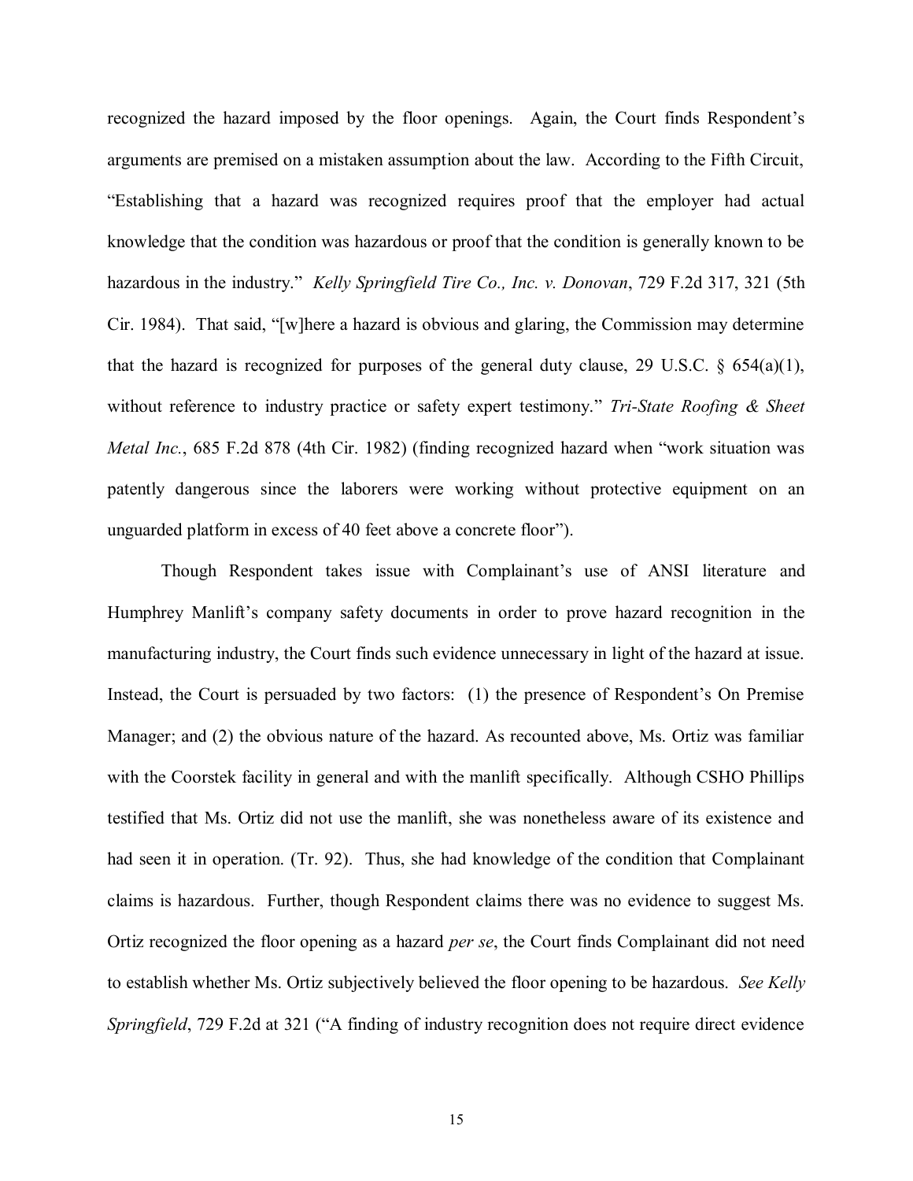recognized the hazard imposed by the floor openings. Again, the Court finds Respondent's arguments are premised on a mistaken assumption about the law. According to the Fifth Circuit, "Establishing that a hazard was recognized requires proof that the employer had actual knowledge that the condition was hazardous or proof that the condition is generally known to be hazardous in the industry." *Kelly Springfield Tire Co., Inc. v. Donovan*, 729 F.2d 317, 321 (5th Cir. 1984). That said, "[w]here a hazard is obvious and glaring, the Commission may determine that the hazard is recognized for purposes of the general duty clause, 29 U.S.C. § 654(a)(1), without reference to industry practice or safety expert testimony." *Tri-State Roofing & Sheet Metal Inc.*, 685 F.2d 878 (4th Cir. 1982) (finding recognized hazard when "work situation was patently dangerous since the laborers were working without protective equipment on an unguarded platform in excess of 40 feet above a concrete floor").

Though Respondent takes issue with Complainant's use of ANSI literature and Humphrey Manlift's company safety documents in order to prove hazard recognition in the manufacturing industry, the Court finds such evidence unnecessary in light of the hazard at issue. Instead, the Court is persuaded by two factors: (1) the presence of Respondent's On Premise Manager; and (2) the obvious nature of the hazard. As recounted above, Ms. Ortiz was familiar with the Coorstek facility in general and with the manlift specifically. Although CSHO Phillips testified that Ms. Ortiz did not use the manlift, she was nonetheless aware of its existence and had seen it in operation. (Tr. 92). Thus, she had knowledge of the condition that Complainant claims is hazardous. Further, though Respondent claims there was no evidence to suggest Ms. Ortiz recognized the floor opening as a hazard *per se*, the Court finds Complainant did not need to establish whether Ms. Ortiz subjectively believed the floor opening to be hazardous. *See Kelly Springfield*, 729 F.2d at 321 ("A finding of industry recognition does not require direct evidence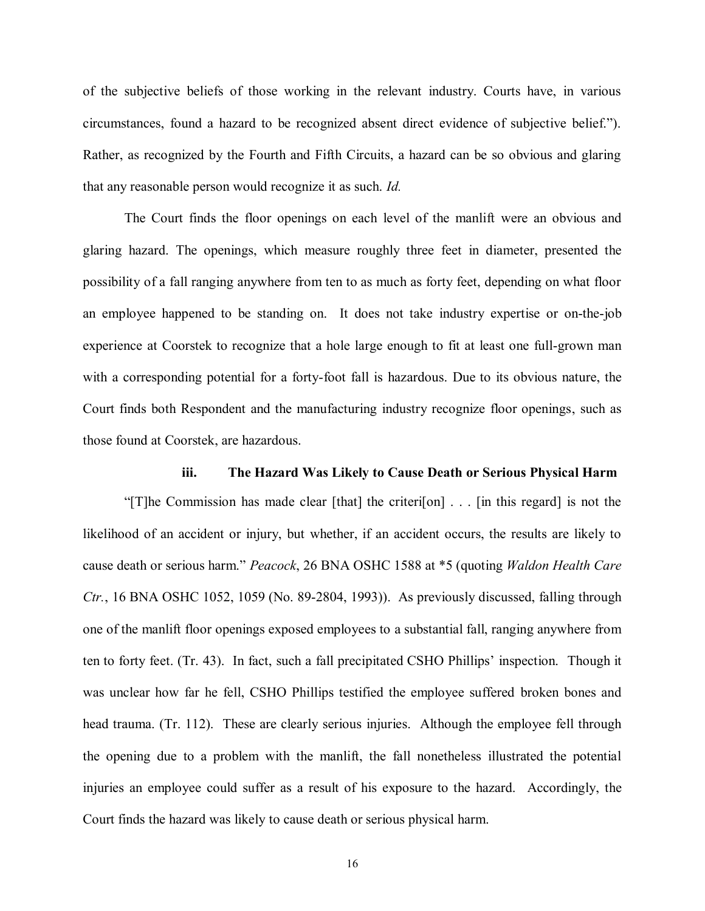of the subjective beliefs of those working in the relevant industry. Courts have, in various circumstances, found a hazard to be recognized absent direct evidence of subjective belief."). Rather, as recognized by the Fourth and Fifth Circuits, a hazard can be so obvious and glaring that any reasonable person would recognize it as such. *Id.*

The Court finds the floor openings on each level of the manlift were an obvious and glaring hazard. The openings, which measure roughly three feet in diameter, presented the possibility of a fall ranging anywhere from ten to as much as forty feet, depending on what floor an employee happened to be standing on. It does not take industry expertise or on-the-job experience at Coorstek to recognize that a hole large enough to fit at least one full-grown man with a corresponding potential for a forty-foot fall is hazardous. Due to its obvious nature, the Court finds both Respondent and the manufacturing industry recognize floor openings, such as those found at Coorstek, are hazardous.

### iii. The Hazard Was Likely to Cause Death or Serious Physical Harm

"[T]he Commission has made clear [that] the criteri[on] . . . [in this regard] is not the likelihood of an accident or injury, but whether, if an accident occurs, the results are likely to cause death or serious harm." *Peacock*, 26 BNA OSHC 1588 at *5 (quoting *Waldon Health Care Ctr.*, 16 BNA OSHC 1052, 1059 (No. 89-2804, 1993)). As previously discussed, falling through one of the manlift floor openings exposed employees to a substantial fall, ranging anywhere from ten to forty feet. (Tr. 43). In fact, such a fall precipitated CSHO Phillips' inspection. Though it was unclear how far he fell, CSHO Phillips testified the employee suffered broken bones and head trauma. (Tr. 112). These are clearly serious injuries. Although the employee fell through the opening due to a problem with the manlift, the fall nonetheless illustrated the potential injuries an employee could suffer as a result of his exposure to the hazard. Accordingly, the Court finds the hazard was likely to cause death or serious physical harm.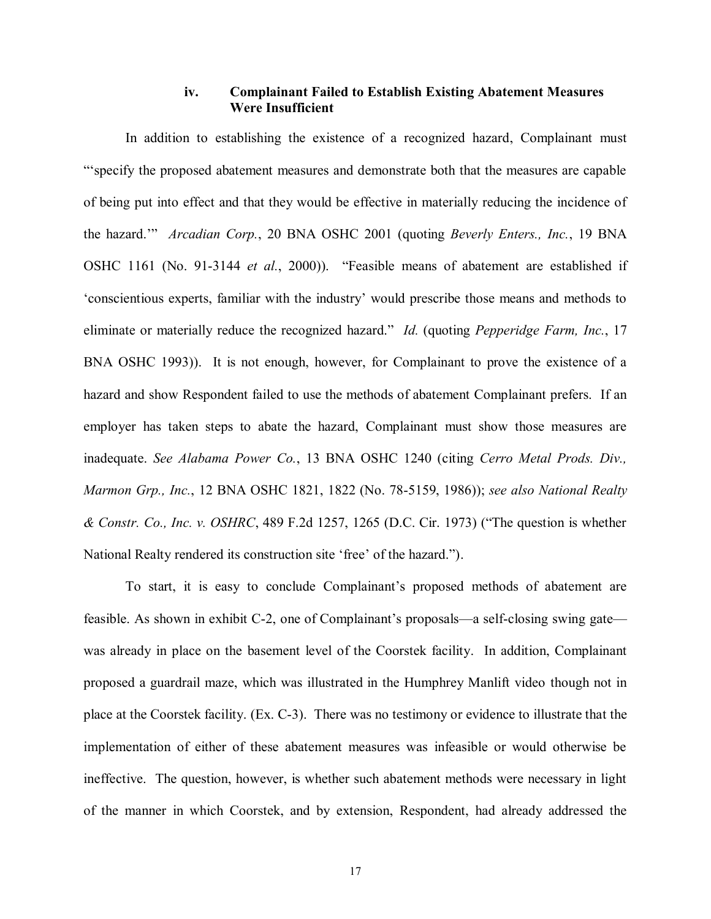### iv. Complainant Failed to Establish Existing Abatement Measures Were Insufficient

In addition to establishing the existence of a recognized hazard, Complainant must "'specify the proposed abatement measures and demonstrate both that the measures are capable of being put into effect and that they would be effective in materially reducing the incidence of the hazard.'" *Arcadian Corp.*, 20 BNA OSHC 2001 (quoting *Beverly Enters., Inc.*, 19 BNA OSHC 1161 (No. 91-3144 *et al.*, 2000)). "Feasible means of abatement are established if 'conscientious experts, familiar with the industry' would prescribe those means and methods to eliminate or materially reduce the recognized hazard." *Id.* (quoting *Pepperidge Farm, Inc.*, 17 BNA OSHC 1993)). It is not enough, however, for Complainant to prove the existence of a hazard and show Respondent failed to use the methods of abatement Complainant prefers. If an employer has taken steps to abate the hazard, Complainant must show those measures are inadequate. *See Alabama Power Co.*, 13 BNA OSHC 1240 (citing *Cerro Metal Prods. Div., Marmon Grp., Inc.*, 12 BNA OSHC 1821, 1822 (No. 78-5159, 1986)); *see also National Realty & Constr. Co., Inc. v. OSHRC*, 489 F.2d 1257, 1265 (D.C. Cir. 1973) ("The question is whether National Realty rendered its construction site 'free' of the hazard.").

To start, it is easy to conclude Complainant's proposed methods of abatement are feasible. As shown in exhibit C-2, one of Complainant's proposals—a self-closing swing gate—was already in place on the basement level of the Coorstek facility. In addition, Complainant proposed a guardrail maze, which was illustrated in the Humphrey Manlift video though not in place at the Coorstek facility. (Ex. C-3). There was no testimony or evidence to illustrate that the implementation of either of these abatement measures was infeasible or would otherwise be ineffective. The question, however, is whether such abatement methods were necessary in light of the manner in which Coorstek, and by extension, Respondent, had already addressed the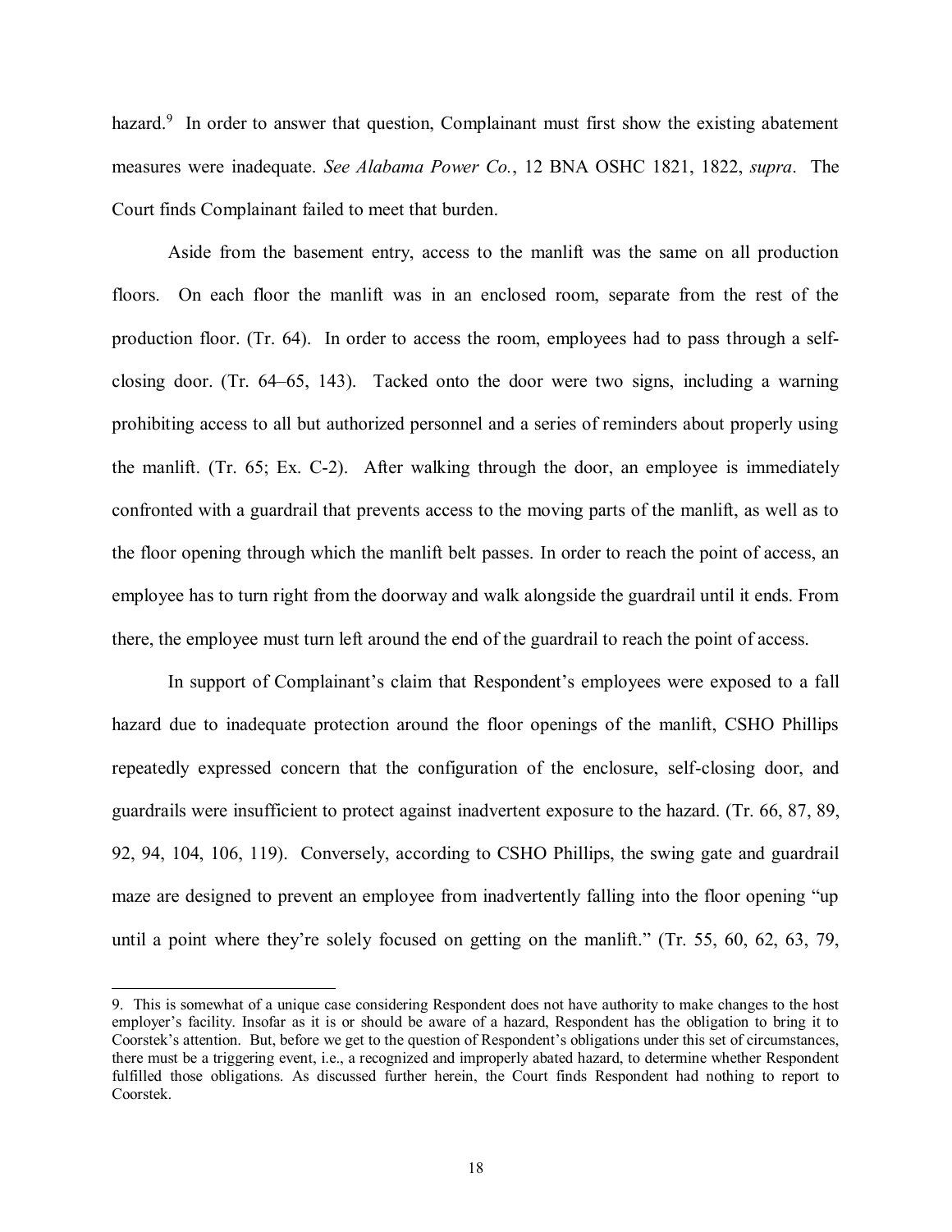hazard.[9] In order to answer that question, Complainant must first show the existing abatement measures were inadequate. *See Alabama Power Co.*, 12 BNA OSHC 1821, 1822, *supra*. The Court finds Complainant failed to meet that burden.

Aside from the basement entry, access to the manlift was the same on all production floors. On each floor the manlift was in an enclosed room, separate from the rest of the production floor. (Tr. 64). In order to access the room, employees had to pass through a self-closing door. (Tr. 64–65, 143). Tacked onto the door were two signs, including a warning prohibiting access to all but authorized personnel and a series of reminders about properly using the manlift. (Tr. 65; Ex. C-2). After walking through the door, an employee is immediately confronted with a guardrail that prevents access to the moving parts of the manlift, as well as to the floor opening through which the manlift belt passes. In order to reach the point of access, an employee has to turn right from the doorway and walk alongside the guardrail until it ends. From there, the employee must turn left around the end of the guardrail to reach the point of access.

In support of Complainant's claim that Respondent's employees were exposed to a fall hazard due to inadequate protection around the floor openings of the manlift, CSHO Phillips repeatedly expressed concern that the configuration of the enclosure, self-closing door, and guardrails were insufficient to protect against inadvertent exposure to the hazard. (Tr. 66, 87, 89, 92, 94, 104, 106, 119). Conversely, according to CSHO Phillips, the swing gate and guardrail maze are designed to prevent an employee from inadvertently falling into the floor opening "up until a point where they're solely focused on getting on the manlift." (Tr. 55, 60, 62, 63, 79,

---

9. This is somewhat of a unique case considering Respondent does not have authority to make changes to the host employer's facility. Insofar as it is or should be aware of a hazard, Respondent has the obligation to bring it to Coorstek's attention. But, before we get to the question of Respondent's obligations under this set of circumstances, there must be a triggering event, i.e., a recognized and improperly abated hazard, to determine whether Respondent fulfilled those obligations. As discussed further herein, the Court finds Respondent had nothing to report to Coorstek.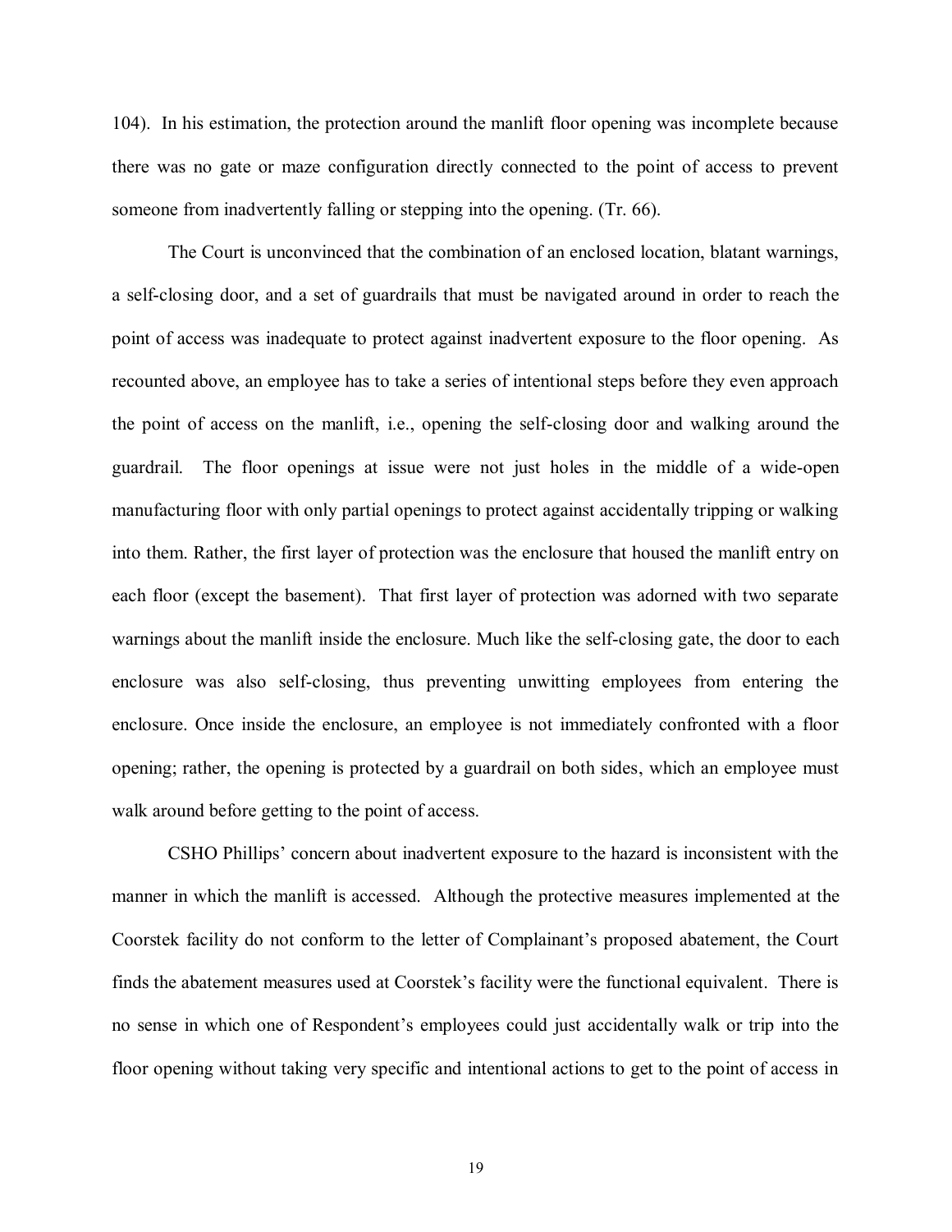104). In his estimation, the protection around the manlift floor opening was incomplete because there was no gate or maze configuration directly connected to the point of access to prevent someone from inadvertently falling or stepping into the opening. (Tr. 66).

The Court is unconvinced that the combination of an enclosed location, blatant warnings, a self-closing door, and a set of guardrails that must be navigated around in order to reach the point of access was inadequate to protect against inadvertent exposure to the floor opening. As recounted above, an employee has to take a series of intentional steps before they even approach the point of access on the manlift, i.e., opening the self-closing door and walking around the guardrail. The floor openings at issue were not just holes in the middle of a wide-open manufacturing floor with only partial openings to protect against accidentally tripping or walking into them. Rather, the first layer of protection was the enclosure that housed the manlift entry on each floor (except the basement). That first layer of protection was adorned with two separate warnings about the manlift inside the enclosure. Much like the self-closing gate, the door to each enclosure was also self-closing, thus preventing unwitting employees from entering the enclosure. Once inside the enclosure, an employee is not immediately confronted with a floor opening; rather, the opening is protected by a guardrail on both sides, which an employee must walk around before getting to the point of access.

CSHO Phillips' concern about inadvertent exposure to the hazard is inconsistent with the manner in which the manlift is accessed. Although the protective measures implemented at the Coorstek facility do not conform to the letter of Complainant's proposed abatement, the Court finds the abatement measures used at Coorstek's facility were the functional equivalent. There is no sense in which one of Respondent's employees could just accidentally walk or trip into the floor opening without taking very specific and intentional actions to get to the point of access in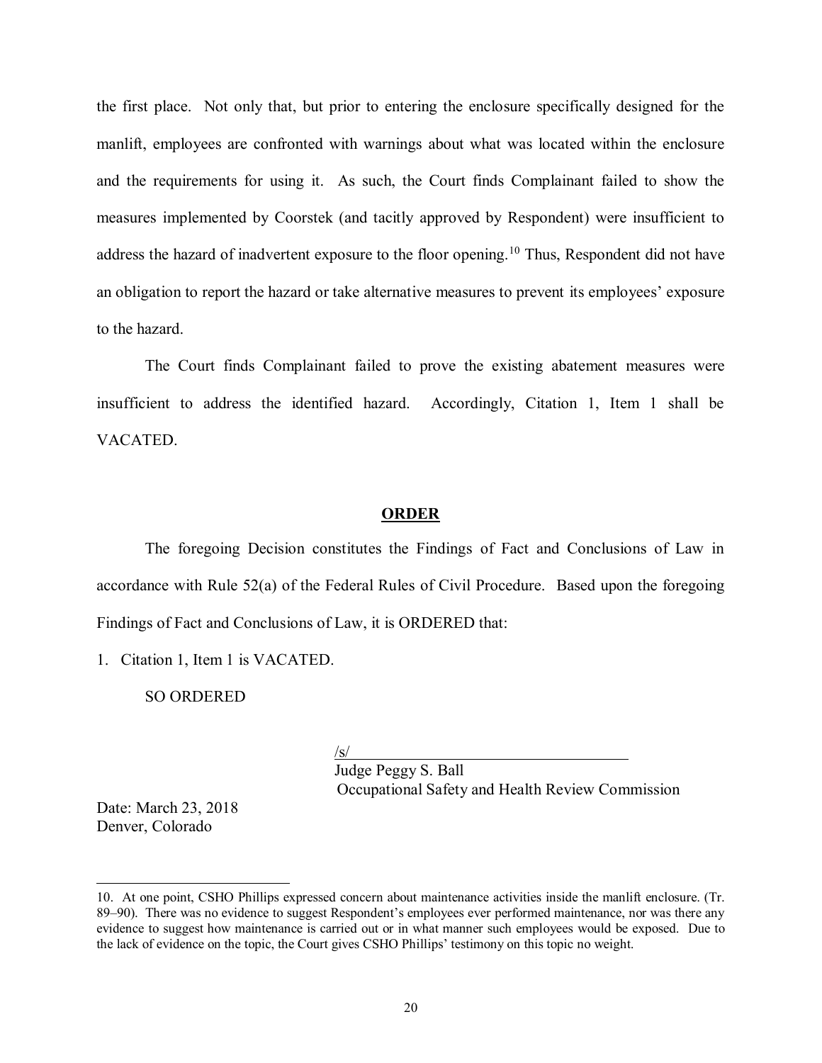the first place. Not only that, but prior to entering the enclosure specifically designed for the manlift, employees are confronted with warnings about what was located within the enclosure and the requirements for using it. As such, the Court finds Complainant failed to show the measures implemented by Coorstek (and tacitly approved by Respondent) were insufficient to address the hazard of inadvertent exposure to the floor opening.[10] Thus, Respondent did not have an obligation to report the hazard or take alternative measures to prevent its employees' exposure to the hazard.

The Court finds Complainant failed to prove the existing abatement measures were insufficient to address the identified hazard. Accordingly, Citation 1, Item 1 shall be VACATED.

## ORDER

The foregoing Decision constitutes the Findings of Fact and Conclusions of Law in accordance with Rule 52(a) of the Federal Rules of Civil Procedure. Based upon the foregoing Findings of Fact and Conclusions of Law, it is ORDERED that:

1. Citation 1, Item 1 is VACATED.

SO ORDERED

/s/
Judge Peggy S. Ball
Occupational Safety and Health Review Commission

Date: March 23, 2018
Denver, Colorado

---

10. At one point, CSHO Phillips expressed concern about maintenance activities inside the manlift enclosure. (Tr. 89–90). There was no evidence to suggest Respondent's employees ever performed maintenance, nor was there any evidence to suggest how maintenance is carried out or in what manner such employees would be exposed. Due to the lack of evidence on the topic, the Court gives CSHO Phillips' testimony on this topic no weight.